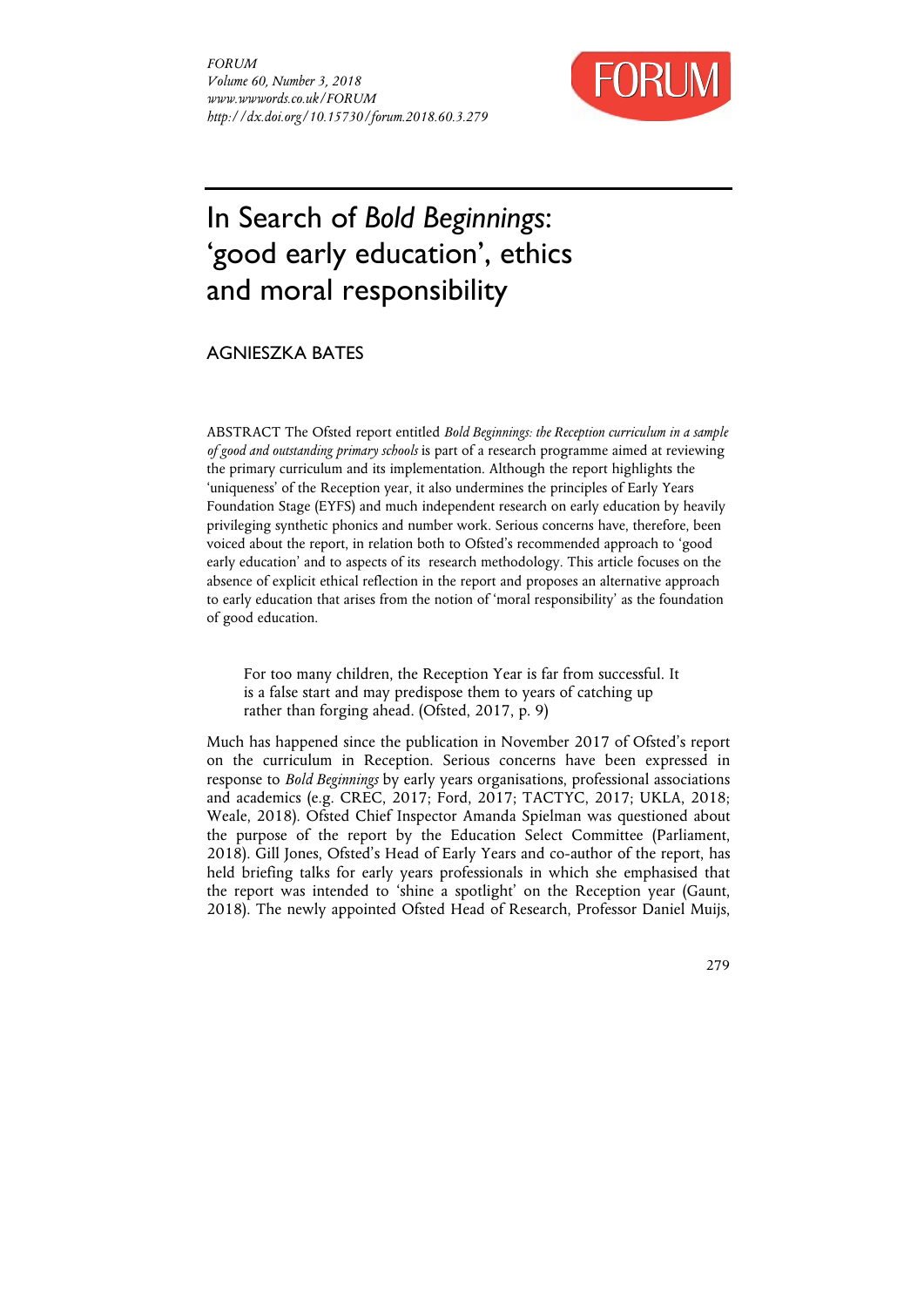# In Search of *Bold Beginnings*: 'good early education', ethics and moral responsibility

AGNIESZKA BATES

ABSTRACT The Ofsted report entitled *Bold Beginnings: the Reception curriculum in a sample of good and outstanding primary schools* is part of a research programme aimed at reviewing the primary curriculum and its implementation. Although the report highlights the 'uniqueness' of the Reception year, it also undermines the principles of Early Years Foundation Stage (EYFS) and much independent research on early education by heavily privileging synthetic phonics and number work. Serious concerns have, therefore, been voiced about the report, in relation both to Ofsted's recommended approach to 'good early education' and to aspects of its research methodology. This article focuses on the absence of explicit ethical reflection in the report and proposes an alternative approach to early education that arises from the notion of 'moral responsibility' as the foundation of good education.

> For too many children, the Reception Year is far from successful. It is a false start and may predispose them to years of catching up rather than forging ahead. (Ofsted, 2017, p. 9)

Much has happened since the publication in November 2017 of Ofsted's report on the curriculum in Reception. Serious concerns have been expressed in response to *Bold Beginnings* by early years organisations, professional associations and academics (e.g. CREC, 2017; Ford, 2017; TACTYC, 2017; UKLA, 2018; Weale, 2018). Ofsted Chief Inspector Amanda Spielman was questioned about the purpose of the report by the Education Select Committee (Parliament, 2018). Gill Jones, Ofsted's Head of Early Years and co-author of the report, has held briefing talks for early years professionals in which she emphasised that the report was intended to 'shine a spotlight' on the Reception year (Gaunt, 2018). The newly appointed Ofsted Head of Research, Professor Daniel Muijs,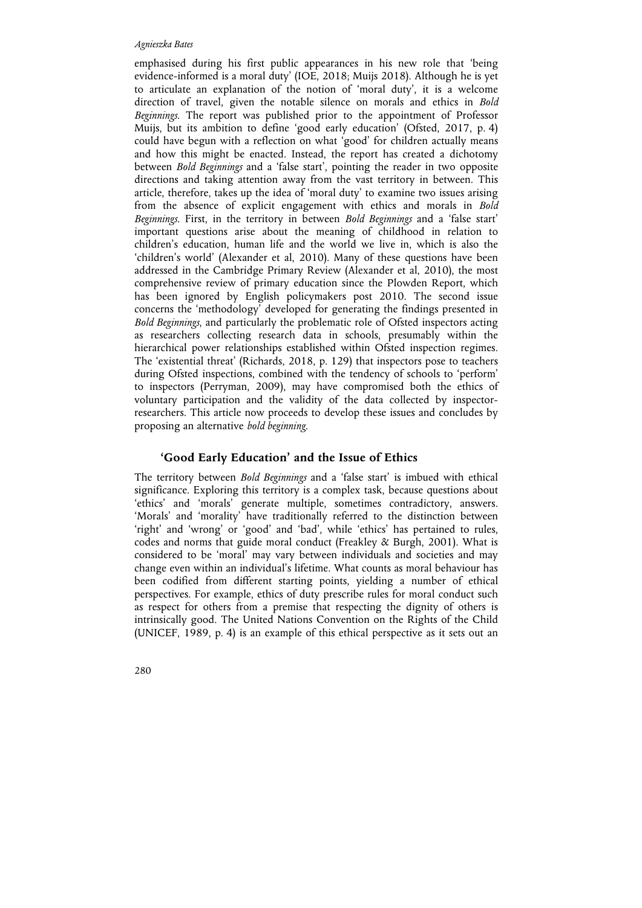emphasised during his first public appearances in his new role that 'being evidence-informed is a moral duty' (IOE, 2018; Muijs 2018). Although he is yet to articulate an explanation of the notion of 'moral duty', it is a welcome direction of travel, given the notable silence on morals and ethics in *Bold Beginnings*. The report was published prior to the appointment of Professor Muijs, but its ambition to define 'good early education' (Ofsted, 2017, p. 4) could have begun with a reflection on what 'good' for children actually means and how this might be enacted. Instead, the report has created a dichotomy between *Bold Beginnings* and a 'false start', pointing the reader in two opposite directions and taking attention away from the vast territory in between. This article, therefore, takes up the idea of 'moral duty' to examine two issues arising from the absence of explicit engagement with ethics and morals in *Bold Beginnings*. First, in the territory in between *Bold Beginnings* and a 'false start' important questions arise about the meaning of childhood in relation to children's education, human life and the world we live in, which is also the 'children's world' (Alexander et al, 2010). Many of these questions have been addressed in the Cambridge Primary Review (Alexander et al, 2010), the most comprehensive review of primary education since the Plowden Report, which has been ignored by English policymakers post 2010. The second issue concerns the 'methodology' developed for generating the findings presented in *Bold Beginnings*, and particularly the problematic role of Ofsted inspectors acting as researchers collecting research data in schools, presumably within the hierarchical power relationships established within Ofsted inspection regimes. The 'existential threat' (Richards, 2018, p. 129) that inspectors pose to teachers during Ofsted inspections, combined with the tendency of schools to 'perform' to inspectors (Perryman, 2009), may have compromised both the ethics of voluntary participation and the validity of the data collected by inspector-researchers. This article now proceeds to develop these issues and concludes by proposing an alternative *bold beginning*.

## 'Good Early Education' and the Issue of Ethics

The territory between *Bold Beginnings* and a 'false start' is imbued with ethical significance. Exploring this territory is a complex task, because questions about 'ethics' and 'morals' generate multiple, sometimes contradictory, answers. 'Morals' and 'morality' have traditionally referred to the distinction between 'right' and 'wrong' or 'good' and 'bad', while 'ethics' has pertained to rules, codes and norms that guide moral conduct (Freakley & Burgh, 2001). What is considered to be 'moral' may vary between individuals and societies and may change even within an individual's lifetime. What counts as moral behaviour has been codified from different starting points, yielding a number of ethical perspectives. For example, ethics of duty prescribe rules for moral conduct such as respect for others from a premise that respecting the dignity of others is intrinsically good. The United Nations Convention on the Rights of the Child (UNICEF, 1989, p. 4) is an example of this ethical perspective as it sets out an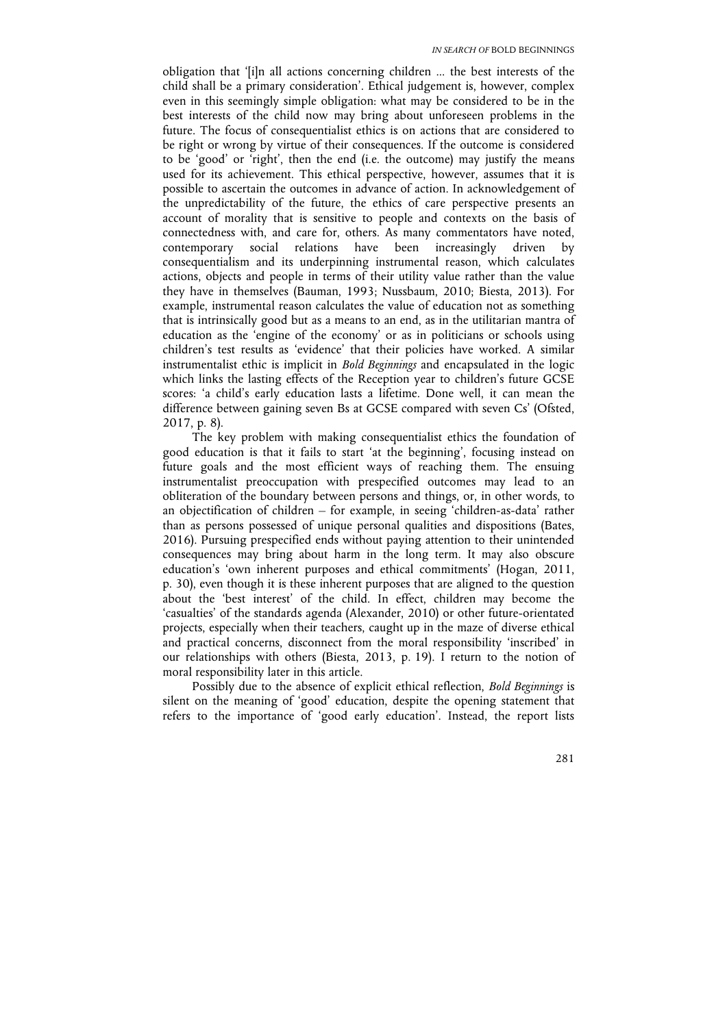obligation that '[i]n all actions concerning children ... the best interests of the child shall be a primary consideration'. Ethical judgement is, however, complex even in this seemingly simple obligation: what may be considered to be in the best interests of the child now may bring about unforeseen problems in the future. The focus of consequentialist ethics is on actions that are considered to be right or wrong by virtue of their consequences. If the outcome is considered to be 'good' or 'right', then the end (i.e. the outcome) may justify the means used for its achievement. This ethical perspective, however, assumes that it is possible to ascertain the outcomes in advance of action. In acknowledgement of the unpredictability of the future, the ethics of care perspective presents an account of morality that is sensitive to people and contexts on the basis of connectedness with, and care for, others. As many commentators have noted, contemporary social relations have been increasingly driven by consequentialism and its underpinning instrumental reason, which calculates actions, objects and people in terms of their utility value rather than the value they have in themselves (Bauman, 1993; Nussbaum, 2010; Biesta, 2013). For example, instrumental reason calculates the value of education not as something that is intrinsically good but as a means to an end, as in the utilitarian mantra of education as the 'engine of the economy' or as in politicians or schools using children's test results as 'evidence' that their policies have worked. A similar instrumentalist ethic is implicit in *Bold Beginnings* and encapsulated in the logic which links the lasting effects of the Reception year to children's future GCSE scores: 'a child's early education lasts a lifetime. Done well, it can mean the difference between gaining seven Bs at GCSE compared with seven Cs' (Ofsted, 2017, p. 8).

The key problem with making consequentialist ethics the foundation of good education is that it fails to start 'at the beginning', focusing instead on future goals and the most efficient ways of reaching them. The ensuing instrumentalist preoccupation with prespecified outcomes may lead to an obliteration of the boundary between persons and things, or, in other words, to an objectification of children – for example, in seeing 'children-as-data' rather than as persons possessed of unique personal qualities and dispositions (Bates, 2016). Pursuing prespecified ends without paying attention to their unintended consequences may bring about harm in the long term. It may also obscure education's 'own inherent purposes and ethical commitments' (Hogan, 2011, p. 30), even though it is these inherent purposes that are aligned to the question about the 'best interest' of the child. In effect, children may become the 'casualties' of the standards agenda (Alexander, 2010) or other future-orientated projects, especially when their teachers, caught up in the maze of diverse ethical and practical concerns, disconnect from the moral responsibility 'inscribed' in our relationships with others (Biesta, 2013, p. 19). I return to the notion of moral responsibility later in this article.

Possibly due to the absence of explicit ethical reflection, *Bold Beginnings* is silent on the meaning of 'good' education, despite the opening statement that refers to the importance of 'good early education'. Instead, the report lists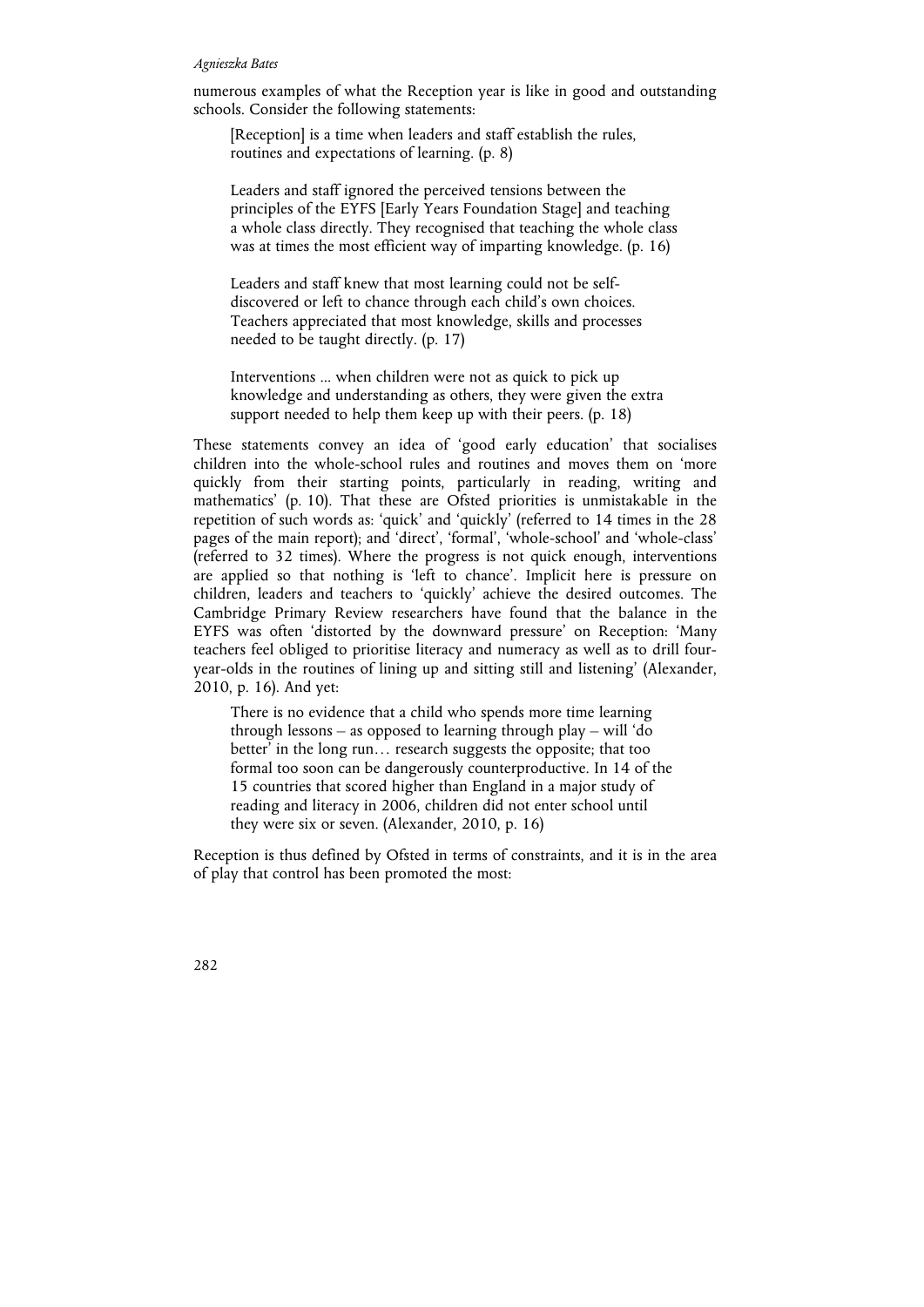numerous examples of what the Reception year is like in good and outstanding schools. Consider the following statements:

> [Reception] is a time when leaders and staff establish the rules, routines and expectations of learning. (p. 8)
>
> Leaders and staff ignored the perceived tensions between the principles of the EYFS [Early Years Foundation Stage] and teaching a whole class directly. They recognised that teaching the whole class was at times the most efficient way of imparting knowledge. (p. 16)
>
> Leaders and staff knew that most learning could not be self-discovered or left to chance through each child's own choices. Teachers appreciated that most knowledge, skills and processes needed to be taught directly. (p. 17)
>
> Interventions ... when children were not as quick to pick up knowledge and understanding as others, they were given the extra support needed to help them keep up with their peers. (p. 18)

These statements convey an idea of 'good early education' that socialises children into the whole-school rules and routines and moves them on 'more quickly from their starting points, particularly in reading, writing and mathematics' (p. 10). That these are Ofsted priorities is unmistakable in the repetition of such words as: 'quick' and 'quickly' (referred to 14 times in the 28 pages of the main report); and 'direct', 'formal', 'whole-school' and 'whole-class' (referred to 32 times). Where the progress is not quick enough, interventions are applied so that nothing is 'left to chance'. Implicit here is pressure on children, leaders and teachers to 'quickly' achieve the desired outcomes. The Cambridge Primary Review researchers have found that the balance in the EYFS was often 'distorted by the downward pressure' on Reception: 'Many teachers feel obliged to prioritise literacy and numeracy as well as to drill four-year-olds in the routines of lining up and sitting still and listening' (Alexander, 2010, p. 16). And yet:

> There is no evidence that a child who spends more time learning through lessons – as opposed to learning through play – will 'do better' in the long run… research suggests the opposite; that too formal too soon can be dangerously counterproductive. In 14 of the 15 countries that scored higher than England in a major study of reading and literacy in 2006, children did not enter school until they were six or seven. (Alexander, 2010, p. 16)

Reception is thus defined by Ofsted in terms of constraints, and it is in the area of play that control has been promoted the most: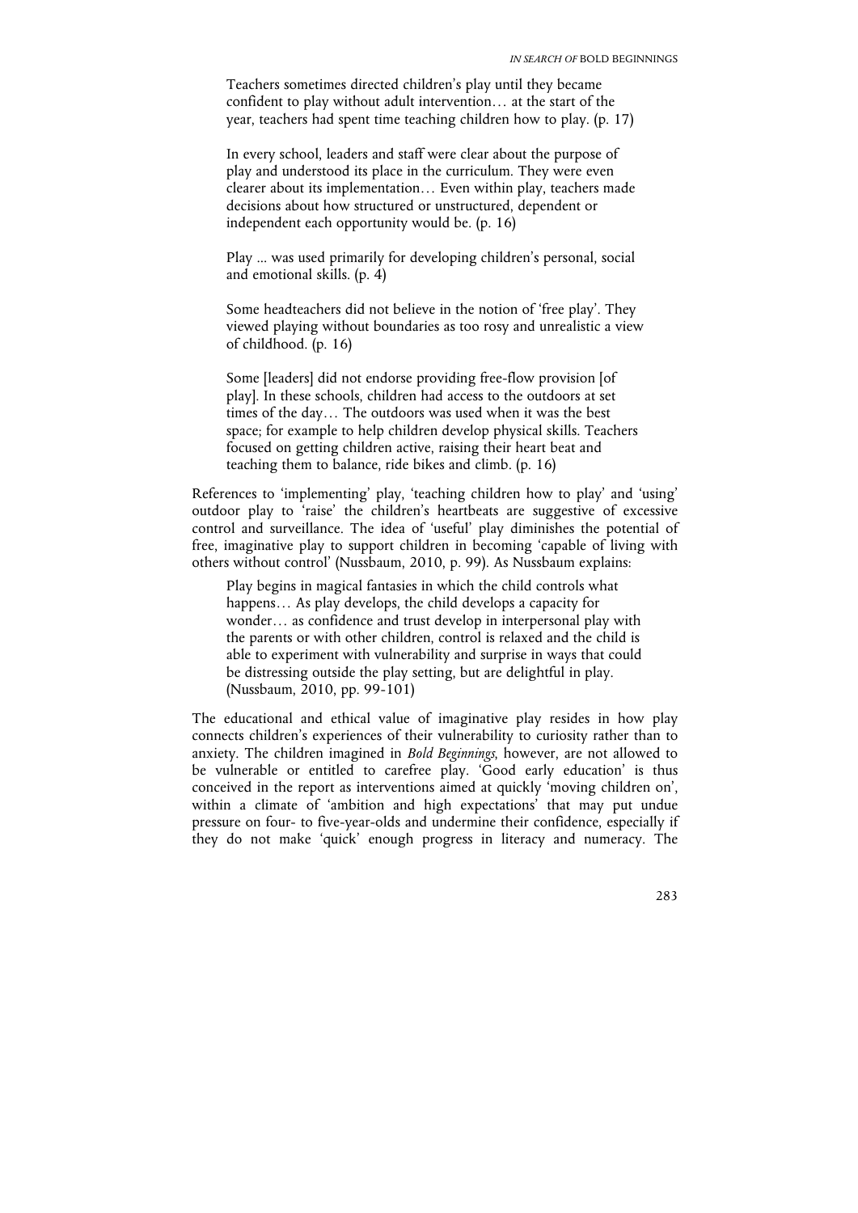> Teachers sometimes directed children's play until they became confident to play without adult intervention… at the start of the year, teachers had spent time teaching children how to play. (p. 17)

> In every school, leaders and staff were clear about the purpose of play and understood its place in the curriculum. They were even clearer about its implementation… Even within play, teachers made decisions about how structured or unstructured, dependent or independent each opportunity would be. (p. 16)

> Play ... was used primarily for developing children's personal, social and emotional skills. (p. 4)

> Some headteachers did not believe in the notion of 'free play'. They viewed playing without boundaries as too rosy and unrealistic a view of childhood. (p. 16)

> Some [leaders] did not endorse providing free-flow provision [of play]. In these schools, children had access to the outdoors at set times of the day… The outdoors was used when it was the best space; for example to help children develop physical skills. Teachers focused on getting children active, raising their heart beat and teaching them to balance, ride bikes and climb. (p. 16)

References to 'implementing' play, 'teaching children how to play' and 'using' outdoor play to 'raise' the children's heartbeats are suggestive of excessive control and surveillance. The idea of 'useful' play diminishes the potential of free, imaginative play to support children in becoming 'capable of living with others without control' (Nussbaum, 2010, p. 99). As Nussbaum explains:

> Play begins in magical fantasies in which the child controls what happens… As play develops, the child develops a capacity for wonder… as confidence and trust develop in interpersonal play with the parents or with other children, control is relaxed and the child is able to experiment with vulnerability and surprise in ways that could be distressing outside the play setting, but are delightful in play. (Nussbaum, 2010, pp. 99-101)

The educational and ethical value of imaginative play resides in how play connects children's experiences of their vulnerability to curiosity rather than to anxiety. The children imagined in *Bold Beginnings*, however, are not allowed to be vulnerable or entitled to carefree play. 'Good early education' is thus conceived in the report as interventions aimed at quickly 'moving children on', within a climate of 'ambition and high expectations' that may put undue pressure on four- to five-year-olds and undermine their confidence, especially if they do not make 'quick' enough progress in literacy and numeracy. The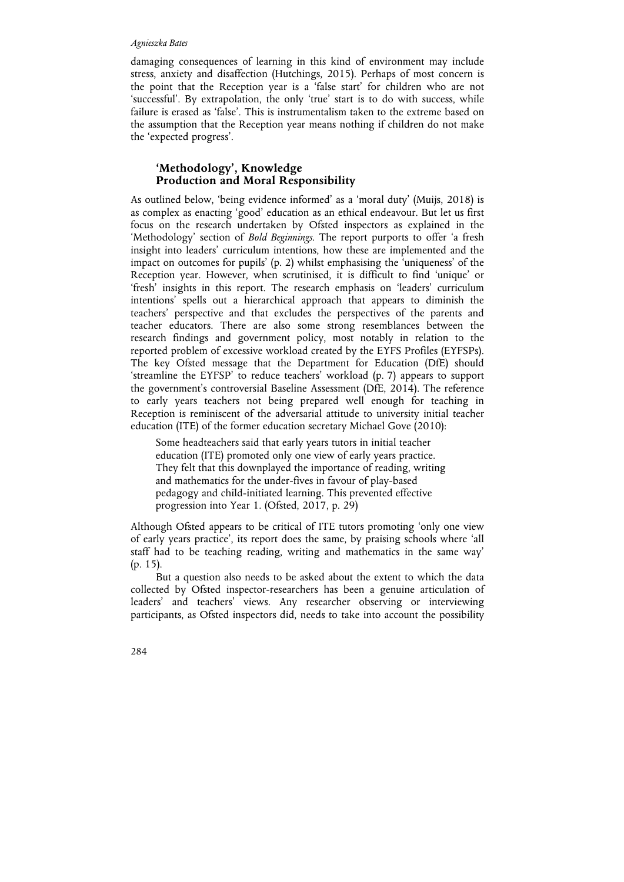damaging consequences of learning in this kind of environment may include stress, anxiety and disaffection (Hutchings, 2015). Perhaps of most concern is the point that the Reception year is a 'false start' for children who are not 'successful'. By extrapolation, the only 'true' start is to do with success, while failure is erased as 'false'. This is instrumentalism taken to the extreme based on the assumption that the Reception year means nothing if children do not make the 'expected progress'.

## 'Methodology', Knowledge Production and Moral Responsibility

As outlined below, 'being evidence informed' as a 'moral duty' (Muijs, 2018) is as complex as enacting 'good' education as an ethical endeavour. But let us first focus on the research undertaken by Ofsted inspectors as explained in the 'Methodology' section of *Bold Beginnings*. The report purports to offer 'a fresh insight into leaders' curriculum intentions, how these are implemented and the impact on outcomes for pupils' (p. 2) whilst emphasising the 'uniqueness' of the Reception year. However, when scrutinised, it is difficult to find 'unique' or 'fresh' insights in this report. The research emphasis on 'leaders' curriculum intentions' spells out a hierarchical approach that appears to diminish the teachers' perspective and that excludes the perspectives of the parents and teacher educators. There are also some strong resemblances between the research findings and government policy, most notably in relation to the reported problem of excessive workload created by the EYFS Profiles (EYFSPs). The key Ofsted message that the Department for Education (DfE) should 'streamline the EYFSP' to reduce teachers' workload (p. 7) appears to support the government's controversial Baseline Assessment (DfE, 2014). The reference to early years teachers not being prepared well enough for teaching in Reception is reminiscent of the adversarial attitude to university initial teacher education (ITE) of the former education secretary Michael Gove (2010):

> Some headteachers said that early years tutors in initial teacher education (ITE) promoted only one view of early years practice. They felt that this downplayed the importance of reading, writing and mathematics for the under-fives in favour of play-based pedagogy and child-initiated learning. This prevented effective progression into Year 1. (Ofsted, 2017, p. 29)

Although Ofsted appears to be critical of ITE tutors promoting 'only one view of early years practice', its report does the same, by praising schools where 'all staff had to be teaching reading, writing and mathematics in the same way' (p. 15).

But a question also needs to be asked about the extent to which the data collected by Ofsted inspector-researchers has been a genuine articulation of leaders' and teachers' views. Any researcher observing or interviewing participants, as Ofsted inspectors did, needs to take into account the possibility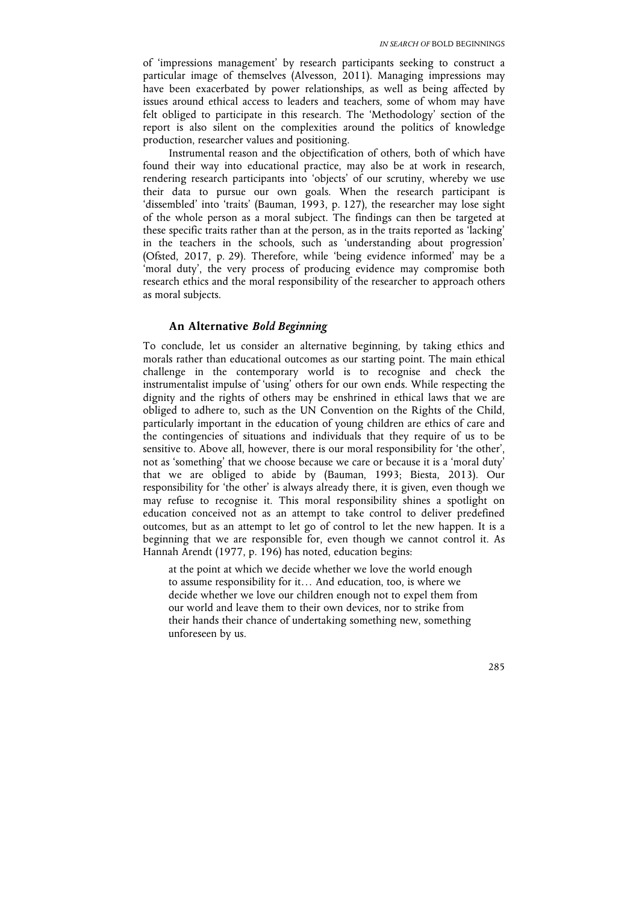of 'impressions management' by research participants seeking to construct a particular image of themselves (Alvesson, 2011). Managing impressions may have been exacerbated by power relationships, as well as being affected by issues around ethical access to leaders and teachers, some of whom may have felt obliged to participate in this research. The 'Methodology' section of the report is also silent on the complexities around the politics of knowledge production, researcher values and positioning.

Instrumental reason and the objectification of others, both of which have found their way into educational practice, may also be at work in research, rendering research participants into 'objects' of our scrutiny, whereby we use their data to pursue our own goals. When the research participant is 'dissembled' into 'traits' (Bauman, 1993, p. 127), the researcher may lose sight of the whole person as a moral subject. The findings can then be targeted at these specific traits rather than at the person, as in the traits reported as 'lacking' in the teachers in the schools, such as 'understanding about progression' (Ofsted, 2017, p. 29). Therefore, while 'being evidence informed' may be a 'moral duty', the very process of producing evidence may compromise both research ethics and the moral responsibility of the researcher to approach others as moral subjects.

## An Alternative *Bold Beginning*

To conclude, let us consider an alternative beginning, by taking ethics and morals rather than educational outcomes as our starting point. The main ethical challenge in the contemporary world is to recognise and check the instrumentalist impulse of 'using' others for our own ends. While respecting the dignity and the rights of others may be enshrined in ethical laws that we are obliged to adhere to, such as the UN Convention on the Rights of the Child, particularly important in the education of young children are ethics of care and the contingencies of situations and individuals that they require of us to be sensitive to. Above all, however, there is our moral responsibility for 'the other', not as 'something' that we choose because we care or because it is a 'moral duty' that we are obliged to abide by (Bauman, 1993; Biesta, 2013). Our responsibility for 'the other' is always already there, it is given, even though we may refuse to recognise it. This moral responsibility shines a spotlight on education conceived not as an attempt to take control to deliver predefined outcomes, but as an attempt to let go of control to let the new happen. It is a beginning that we are responsible for, even though we cannot control it. As Hannah Arendt (1977, p. 196) has noted, education begins:

> at the point at which we decide whether we love the world enough to assume responsibility for it… And education, too, is where we decide whether we love our children enough not to expel them from our world and leave them to their own devices, nor to strike from their hands their chance of undertaking something new, something unforeseen by us.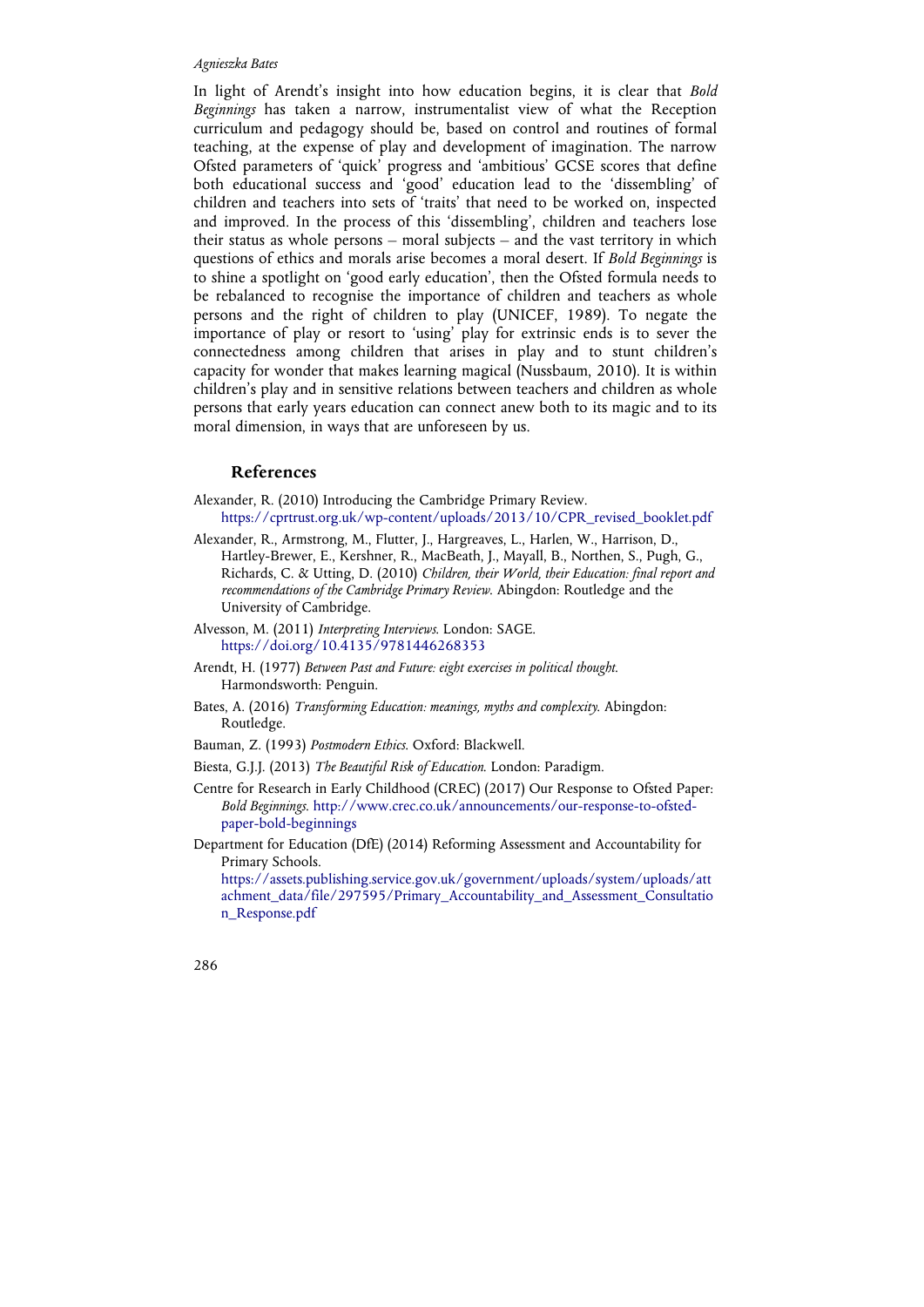In light of Arendt's insight into how education begins, it is clear that *Bold Beginnings* has taken a narrow, instrumentalist view of what the Reception curriculum and pedagogy should be, based on control and routines of formal teaching, at the expense of play and development of imagination. The narrow Ofsted parameters of 'quick' progress and 'ambitious' GCSE scores that define both educational success and 'good' education lead to the 'dissembling' of children and teachers into sets of 'traits' that need to be worked on, inspected and improved. In the process of this 'dissembling', children and teachers lose their status as whole persons – moral subjects – and the vast territory in which questions of ethics and morals arise becomes a moral desert. If *Bold Beginnings* is to shine a spotlight on 'good early education', then the Ofsted formula needs to be rebalanced to recognise the importance of children and teachers as whole persons and the right of children to play (UNICEF, 1989). To negate the importance of play or resort to 'using' play for extrinsic ends is to sever the connectedness among children that arises in play and to stunt children's capacity for wonder that makes learning magical (Nussbaum, 2010). It is within children's play and in sensitive relations between teachers and children as whole persons that early years education can connect anew both to its magic and to its moral dimension, in ways that are unforeseen by us.

## References

Alexander, R. (2010) Introducing the Cambridge Primary Review. https://cprtrust.org.uk/wp-content/uploads/2013/10/CPR_revised_booklet.pdf

Alexander, R., Armstrong, M., Flutter, J., Hargreaves, L., Harlen, W., Harrison, D., Hartley-Brewer, E., Kershner, R., MacBeath, J., Mayall, B., Northen, S., Pugh, G., Richards, C. & Utting, D. (2010) *Children, their World, their Education: final report and recommendations of the Cambridge Primary Review.* Abingdon: Routledge and the University of Cambridge.

Alvesson, M. (2011) *Interpreting Interviews.* London: SAGE. https://doi.org/10.4135/9781446268353

Arendt, H. (1977) *Between Past and Future: eight exercises in political thought.* Harmondsworth: Penguin.

Bates, A. (2016) *Transforming Education: meanings, myths and complexity.* Abingdon: Routledge.

Bauman, Z. (1993) *Postmodern Ethics.* Oxford: Blackwell.

Biesta, G.J.J. (2013) *The Beautiful Risk of Education.* London: Paradigm.

Centre for Research in Early Childhood (CREC) (2017) Our Response to Ofsted Paper: *Bold Beginnings.* http://www.crec.co.uk/announcements/our-response-to-ofsted-paper-bold-beginnings

Department for Education (DfE) (2014) Reforming Assessment and Accountability for Primary Schools. https://assets.publishing.service.gov.uk/government/uploads/system/uploads/attachment_data/file/297595/Primary_Accountability_and_Assessment_Consultation_Response.pdf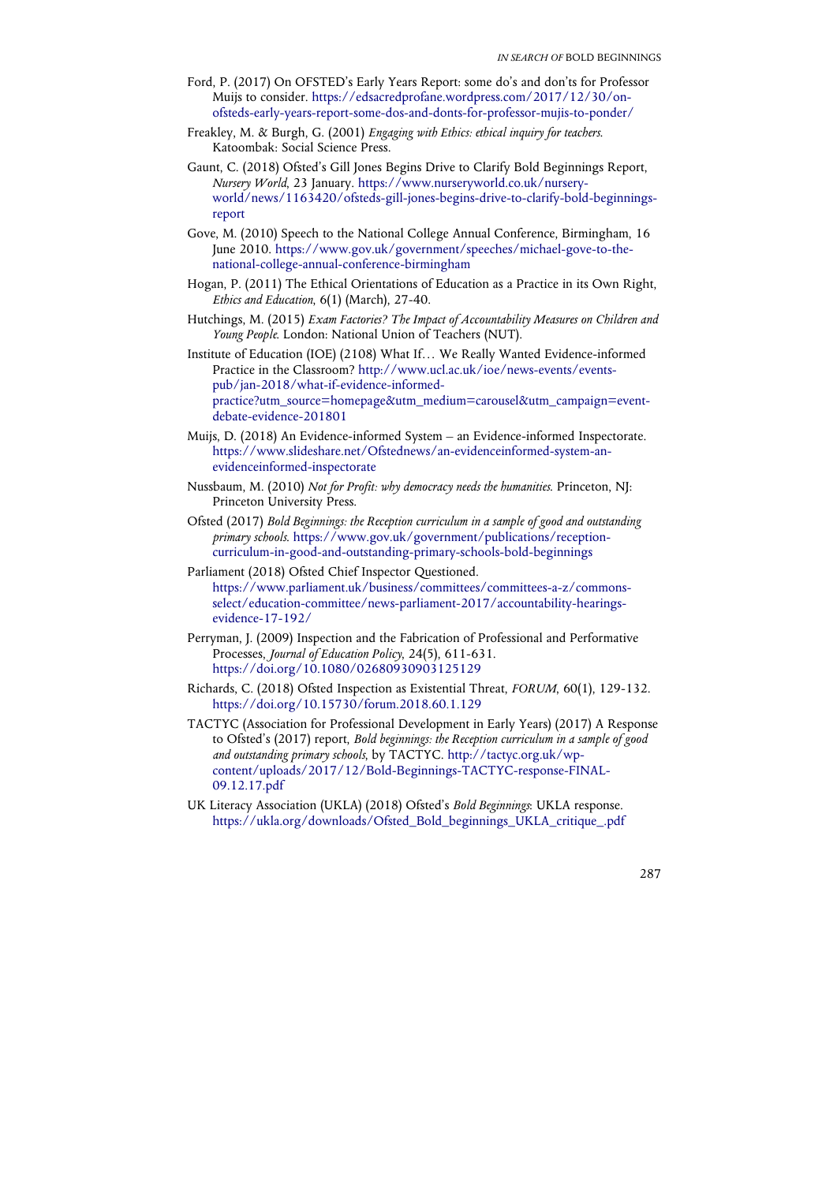Ford, P. (2017) On OFSTED's Early Years Report: some do's and don'ts for Professor Muijs to consider. https://edsacredprofane.wordpress.com/2017/12/30/on-ofsteds-early-years-report-some-dos-and-donts-for-professor-mujis-to-ponder/

Freakley, M. & Burgh, G. (2001) *Engaging with Ethics: ethical inquiry for teachers.* Katoombak: Social Science Press.

Gaunt, C. (2018) Ofsted's Gill Jones Begins Drive to Clarify Bold Beginnings Report, *Nursery World*, 23 January. https://www.nurseryworld.co.uk/nursery-world/news/1163420/ofsteds-gill-jones-begins-drive-to-clarify-bold-beginnings-report

Gove, M. (2010) Speech to the National College Annual Conference, Birmingham, 16 June 2010. https://www.gov.uk/government/speeches/michael-gove-to-the-national-college-annual-conference-birmingham

Hogan, P. (2011) The Ethical Orientations of Education as a Practice in its Own Right, *Ethics and Education*, 6(1) (March), 27-40.

Hutchings, M. (2015) *Exam Factories? The Impact of Accountability Measures on Children and Young People.* London: National Union of Teachers (NUT).

Institute of Education (IOE) (2108) What If… We Really Wanted Evidence-informed Practice in the Classroom? http://www.ucl.ac.uk/ioe/news-events/events-pub/jan-2018/what-if-evidence-informed-practice?utm_source=homepage&utm_medium=carousel&utm_campaign=event-debate-evidence-201801

Muijs, D. (2018) An Evidence-informed System – an Evidence-informed Inspectorate. https://www.slideshare.net/Ofstednews/an-evidenceinformed-system-an-evidenceinformed-inspectorate

Nussbaum, M. (2010) *Not for Profit: why democracy needs the humanities.* Princeton, NJ: Princeton University Press.

Ofsted (2017) *Bold Beginnings: the Reception curriculum in a sample of good and outstanding primary schools.* https://www.gov.uk/government/publications/reception-curriculum-in-good-and-outstanding-primary-schools-bold-beginnings

Parliament (2018) Ofsted Chief Inspector Questioned. https://www.parliament.uk/business/committees/committees-a-z/commons-select/education-committee/news-parliament-2017/accountability-hearings-evidence-17-192/

Perryman, J. (2009) Inspection and the Fabrication of Professional and Performative Processes, *Journal of Education Policy*, 24(5), 611-631. https://doi.org/10.1080/02680930903125129

Richards, C. (2018) Ofsted Inspection as Existential Threat, *FORUM*, 60(1), 129-132. https://doi.org/10.15730/forum.2018.60.1.129

TACTYC (Association for Professional Development in Early Years) (2017) A Response to Ofsted's (2017) report, *Bold beginnings: the Reception curriculum in a sample of good and outstanding primary schools*, by TACTYC. http://tactyc.org.uk/wp-content/uploads/2017/12/Bold-Beginnings-TACTYC-response-FINAL-09.12.17.pdf

UK Literacy Association (UKLA) (2018) Ofsted's *Bold Beginnings*: UKLA response. https://ukla.org/downloads/Ofsted_Bold_beginnings_UKLA_critique_.pdf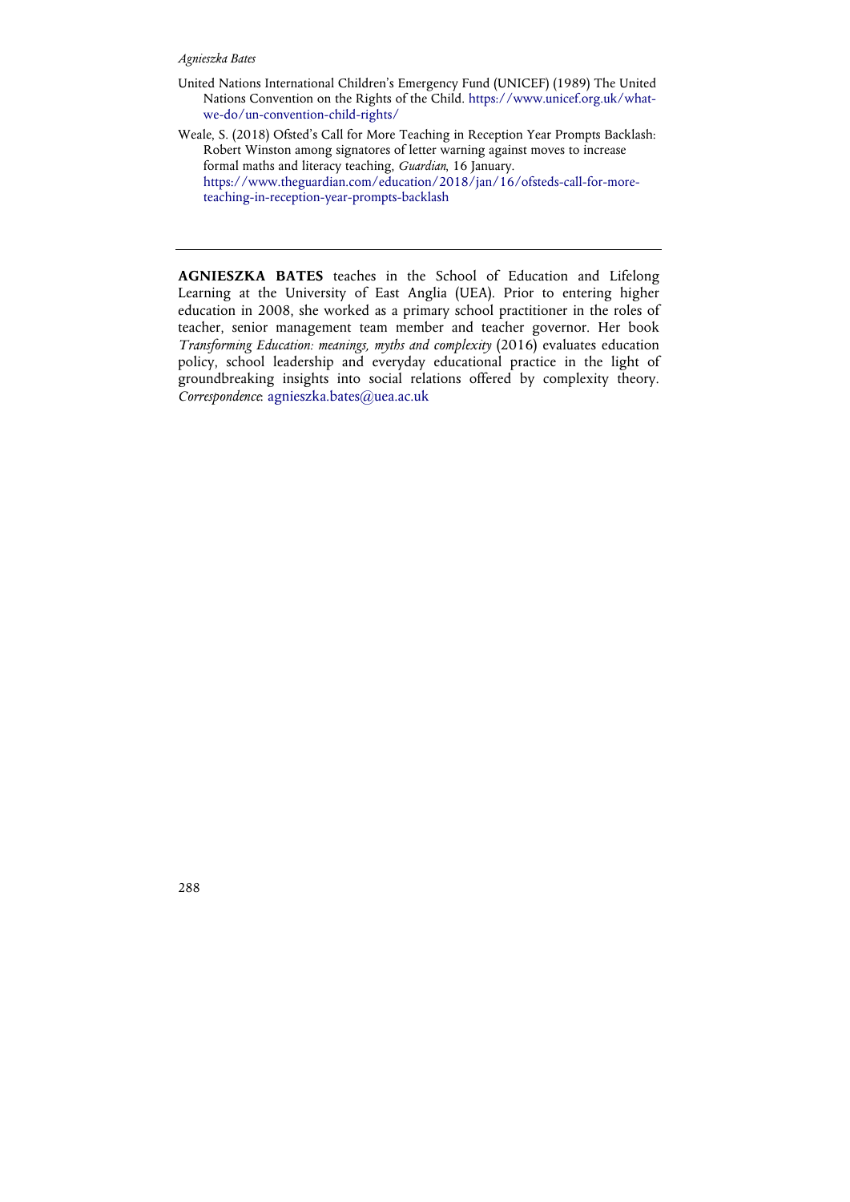United Nations International Children's Emergency Fund (UNICEF) (1989) The United Nations Convention on the Rights of the Child. https://www.unicef.org.uk/what-we-do/un-convention-child-rights/

Weale, S. (2018) Ofsted's Call for More Teaching in Reception Year Prompts Backlash: Robert Winston among signatores of letter warning against moves to increase formal maths and literacy teaching, *Guardian*, 16 January. https://www.theguardian.com/education/2018/jan/16/ofsteds-call-for-more-teaching-in-reception-year-prompts-backlash

---

**AGNIESZKA BATES** teaches in the School of Education and Lifelong Learning at the University of East Anglia (UEA). Prior to entering higher education in 2008, she worked as a primary school practitioner in the roles of teacher, senior management team member and teacher governor. Her book *Transforming Education: meanings, myths and complexity* (2016) evaluates education policy, school leadership and everyday educational practice in the light of groundbreaking insights into social relations offered by complexity theory. *Correspondence*: agnieszka.bates@uea.ac.uk